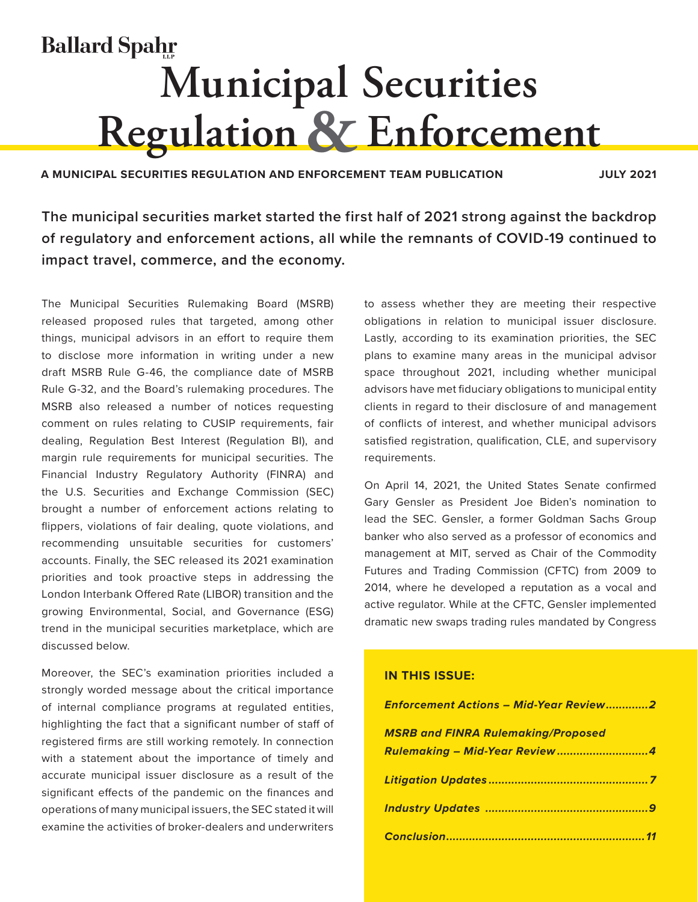Ballard Spahr LLP

# Municipal Securities Regulation & Enforcement

**A MUNICIPAL SECURITIES REGULATION AND ENFORCEMENT TEAM PUBLICATION** **JULY 2021**

**The municipal securities market started the first half of 2021 strong against the backdrop of regulatory and enforcement actions, all while the remnants of COVID-19 continued to impact travel, commerce, and the economy.**

The Municipal Securities Rulemaking Board (MSRB) released proposed rules that targeted, among other things, municipal advisors in an effort to require them to disclose more information in writing under a new draft MSRB Rule G-46, the compliance date of MSRB Rule G-32, and the Board's rulemaking procedures. The MSRB also released a number of notices requesting comment on rules relating to CUSIP requirements, fair dealing, Regulation Best Interest (Regulation BI), and margin rule requirements for municipal securities. The Financial Industry Regulatory Authority (FINRA) and the U.S. Securities and Exchange Commission (SEC) brought a number of enforcement actions relating to flippers, violations of fair dealing, quote violations, and recommending unsuitable securities for customers' accounts. Finally, the SEC released its 2021 examination priorities and took proactive steps in addressing the London Interbank Offered Rate (LIBOR) transition and the growing Environmental, Social, and Governance (ESG) trend in the municipal securities marketplace, which are discussed below.

Moreover, the SEC's examination priorities included a strongly worded message about the critical importance of internal compliance programs at regulated entities, highlighting the fact that a significant number of staff of registered firms are still working remotely. In connection with a statement about the importance of timely and accurate municipal issuer disclosure as a result of the significant effects of the pandemic on the finances and operations of many municipal issuers, the SEC stated it will examine the activities of broker-dealers and underwriters to assess whether they are meeting their respective obligations in relation to municipal issuer disclosure. Lastly, according to its examination priorities, the SEC plans to examine many areas in the municipal advisor space throughout 2021, including whether municipal advisors have met fiduciary obligations to municipal entity clients in regard to their disclosure of and management of conflicts of interest, and whether municipal advisors satisfied registration, qualification, CLE, and supervisory requirements.

On April 14, 2021, the United States Senate confirmed Gary Gensler as President Joe Biden's nomination to lead the SEC. Gensler, a former Goldman Sachs Group banker who also served as a professor of economics and management at MIT, served as Chair of the Commodity Futures and Trading Commission (CFTC) from 2009 to 2014, where he developed a reputation as a vocal and active regulator. While at the CFTC, Gensler implemented dramatic new swaps trading rules mandated by Congress

**IN THIS ISSUE:**

- *Enforcement Actions – Mid-Year Review*.............2
- *MSRB and FINRA Rulemaking/Proposed Rulemaking – Mid-Year Review*............................4
- *Litigation Updates*.................................................7
- *Industry Updates* ..................................................9
- *Conclusion*............................................................11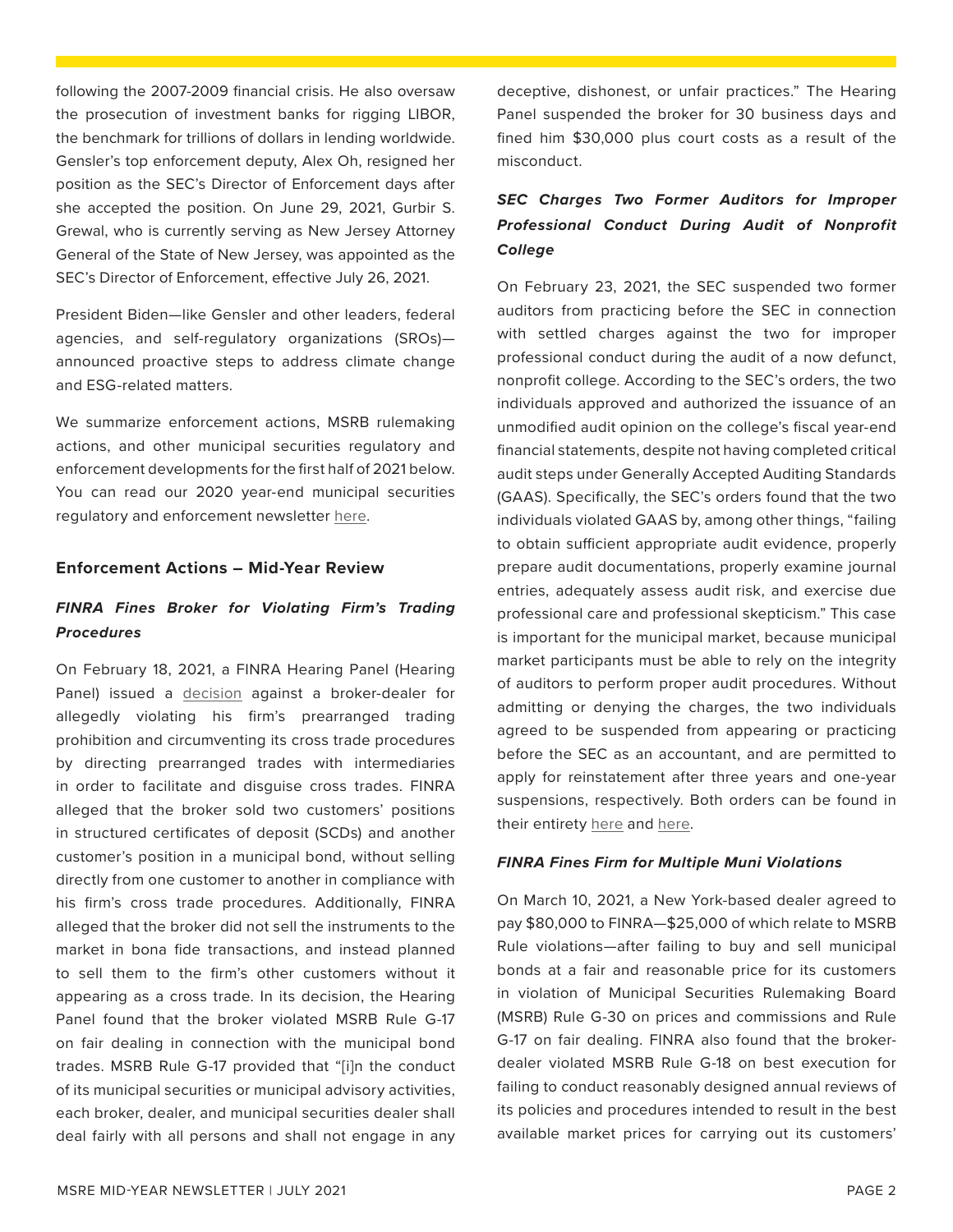following the 2007-2009 financial crisis. He also oversaw the prosecution of investment banks for rigging LIBOR, the benchmark for trillions of dollars in lending worldwide. Gensler's top enforcement deputy, Alex Oh, resigned her position as the SEC's Director of Enforcement days after she accepted the position. On June 29, 2021, Gurbir S. Grewal, who is currently serving as New Jersey Attorney General of the State of New Jersey, was appointed as the SEC's Director of Enforcement, effective July 26, 2021.

President Biden—like Gensler and other leaders, federal agencies, and self-regulatory organizations (SROs)—announced proactive steps to address climate change and ESG-related matters.

We summarize enforcement actions, MSRB rulemaking actions, and other municipal securities regulatory and enforcement developments for the first half of 2021 below. You can read our 2020 year-end municipal securities regulatory and enforcement newsletter here.

### Enforcement Actions – Mid-Year Review

#### *FINRA Fines Broker for Violating Firm's Trading Procedures*

On February 18, 2021, a FINRA Hearing Panel (Hearing Panel) issued a decision against a broker-dealer for allegedly violating his firm's prearranged trading prohibition and circumventing its cross trade procedures by directing prearranged trades with intermediaries in order to facilitate and disguise cross trades. FINRA alleged that the broker sold two customers' positions in structured certificates of deposit (SCDs) and another customer's position in a municipal bond, without selling directly from one customer to another in compliance with his firm's cross trade procedures. Additionally, FINRA alleged that the broker did not sell the instruments to the market in bona fide transactions, and instead planned to sell them to the firm's other customers without it appearing as a cross trade. In its decision, the Hearing Panel found that the broker violated MSRB Rule G-17 on fair dealing in connection with the municipal bond trades. MSRB Rule G-17 provided that "[i]n the conduct of its municipal securities or municipal advisory activities, each broker, dealer, and municipal securities dealer shall deal fairly with all persons and shall not engage in any deceptive, dishonest, or unfair practices." The Hearing Panel suspended the broker for 30 business days and fined him $30,000 plus court costs as a result of the misconduct.

#### *SEC Charges Two Former Auditors for Improper Professional Conduct During Audit of Nonprofit College*

On February 23, 2021, the SEC suspended two former auditors from practicing before the SEC in connection with settled charges against the two for improper professional conduct during the audit of a now defunct, nonprofit college. According to the SEC's orders, the two individuals approved and authorized the issuance of an unmodified audit opinion on the college's fiscal year-end financial statements, despite not having completed critical audit steps under Generally Accepted Auditing Standards (GAAS). Specifically, the SEC's orders found that the two individuals violated GAAS by, among other things, "failing to obtain sufficient appropriate audit evidence, properly prepare audit documentations, properly examine journal entries, adequately assess audit risk, and exercise due professional care and professional skepticism." This case is important for the municipal market, because municipal market participants must be able to rely on the integrity of auditors to perform proper audit procedures. Without admitting or denying the charges, the two individuals agreed to be suspended from appearing or practicing before the SEC as an accountant, and are permitted to apply for reinstatement after three years and one-year suspensions, respectively. Both orders can be found in their entirety here and here.

#### *FINRA Fines Firm for Multiple Muni Violations*

On March 10, 2021, a New York-based dealer agreed to pay $80,000 to FINRA—$25,000 of which relate to MSRB Rule violations—after failing to buy and sell municipal bonds at a fair and reasonable price for its customers in violation of Municipal Securities Rulemaking Board (MSRB) Rule G-30 on prices and commissions and Rule G-17 on fair dealing. FINRA also found that the broker-dealer violated MSRB Rule G-18 on best execution for failing to conduct reasonably designed annual reviews of its policies and procedures intended to result in the best available market prices for carrying out its customers'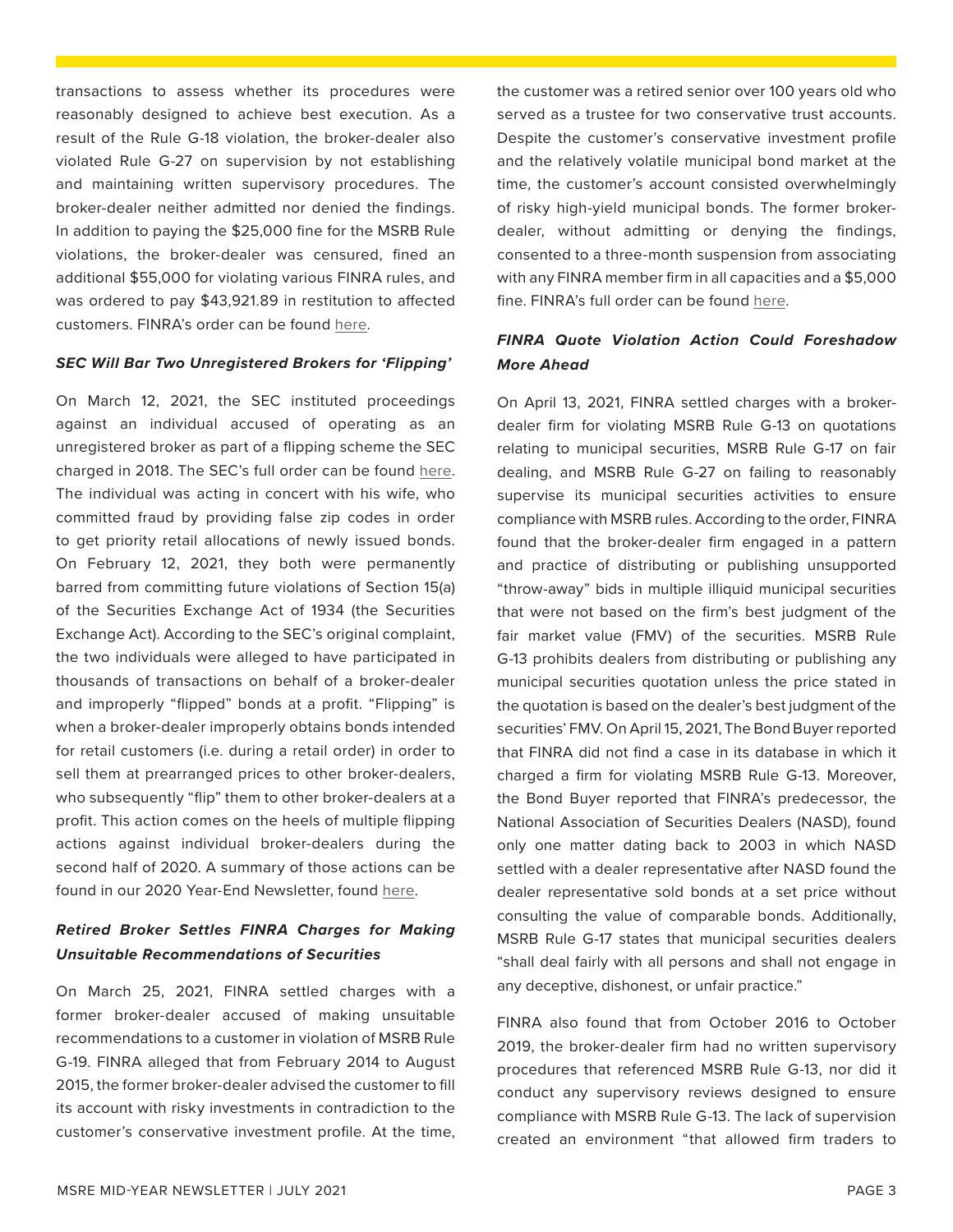transactions to assess whether its procedures were reasonably designed to achieve best execution. As a result of the Rule G-18 violation, the broker-dealer also violated Rule G-27 on supervision by not establishing and maintaining written supervisory procedures. The broker-dealer neither admitted nor denied the findings. In addition to paying the $25,000 fine for the MSRB Rule violations, the broker-dealer was censured, fined an additional $55,000 for violating various FINRA rules, and was ordered to pay $43,921.89 in restitution to affected customers. FINRA's order can be found here.

***SEC Will Bar Two Unregistered Brokers for 'Flipping'***

On March 12, 2021, the SEC instituted proceedings against an individual accused of operating as an unregistered broker as part of a flipping scheme the SEC charged in 2018. The SEC's full order can be found here. The individual was acting in concert with his wife, who committed fraud by providing false zip codes in order to get priority retail allocations of newly issued bonds. On February 12, 2021, they both were permanently barred from committing future violations of Section 15(a) of the Securities Exchange Act of 1934 (the Securities Exchange Act). According to the SEC's original complaint, the two individuals were alleged to have participated in thousands of transactions on behalf of a broker-dealer and improperly "flipped" bonds at a profit. "Flipping" is when a broker-dealer improperly obtains bonds intended for retail customers (i.e. during a retail order) in order to sell them at prearranged prices to other broker-dealers, who subsequently "flip" them to other broker-dealers at a profit. This action comes on the heels of multiple flipping actions against individual broker-dealers during the second half of 2020. A summary of those actions can be found in our 2020 Year-End Newsletter, found here.

***Retired Broker Settles FINRA Charges for Making Unsuitable Recommendations of Securities***

On March 25, 2021, FINRA settled charges with a former broker-dealer accused of making unsuitable recommendations to a customer in violation of MSRB Rule G-19. FINRA alleged that from February 2014 to August 2015, the former broker-dealer advised the customer to fill its account with risky investments in contradiction to the customer's conservative investment profile. At the time, the customer was a retired senior over 100 years old who served as a trustee for two conservative trust accounts. Despite the customer's conservative investment profile and the relatively volatile municipal bond market at the time, the customer's account consisted overwhelmingly of risky high-yield municipal bonds. The former broker-dealer, without admitting or denying the findings, consented to a three-month suspension from associating with any FINRA member firm in all capacities and a $5,000 fine. FINRA's full order can be found here.

***FINRA Quote Violation Action Could Foreshadow More Ahead***

On April 13, 2021, FINRA settled charges with a broker-dealer firm for violating MSRB Rule G-13 on quotations relating to municipal securities, MSRB Rule G-17 on fair dealing, and MSRB Rule G-27 on failing to reasonably supervise its municipal securities activities to ensure compliance with MSRB rules. According to the order, FINRA found that the broker-dealer firm engaged in a pattern and practice of distributing or publishing unsupported "throw-away" bids in multiple illiquid municipal securities that were not based on the firm's best judgment of the fair market value (FMV) of the securities. MSRB Rule G-13 prohibits dealers from distributing or publishing any municipal securities quotation unless the price stated in the quotation is based on the dealer's best judgment of the securities' FMV. On April 15, 2021, The Bond Buyer reported that FINRA did not find a case in its database in which it charged a firm for violating MSRB Rule G-13. Moreover, the Bond Buyer reported that FINRA's predecessor, the National Association of Securities Dealers (NASD), found only one matter dating back to 2003 in which NASD settled with a dealer representative after NASD found the dealer representative sold bonds at a set price without consulting the value of comparable bonds. Additionally, MSRB Rule G-17 states that municipal securities dealers "shall deal fairly with all persons and shall not engage in any deceptive, dishonest, or unfair practice."

FINRA also found that from October 2016 to October 2019, the broker-dealer firm had no written supervisory procedures that referenced MSRB Rule G-13, nor did it conduct any supervisory reviews designed to ensure compliance with MSRB Rule G-13. The lack of supervision created an environment "that allowed firm traders to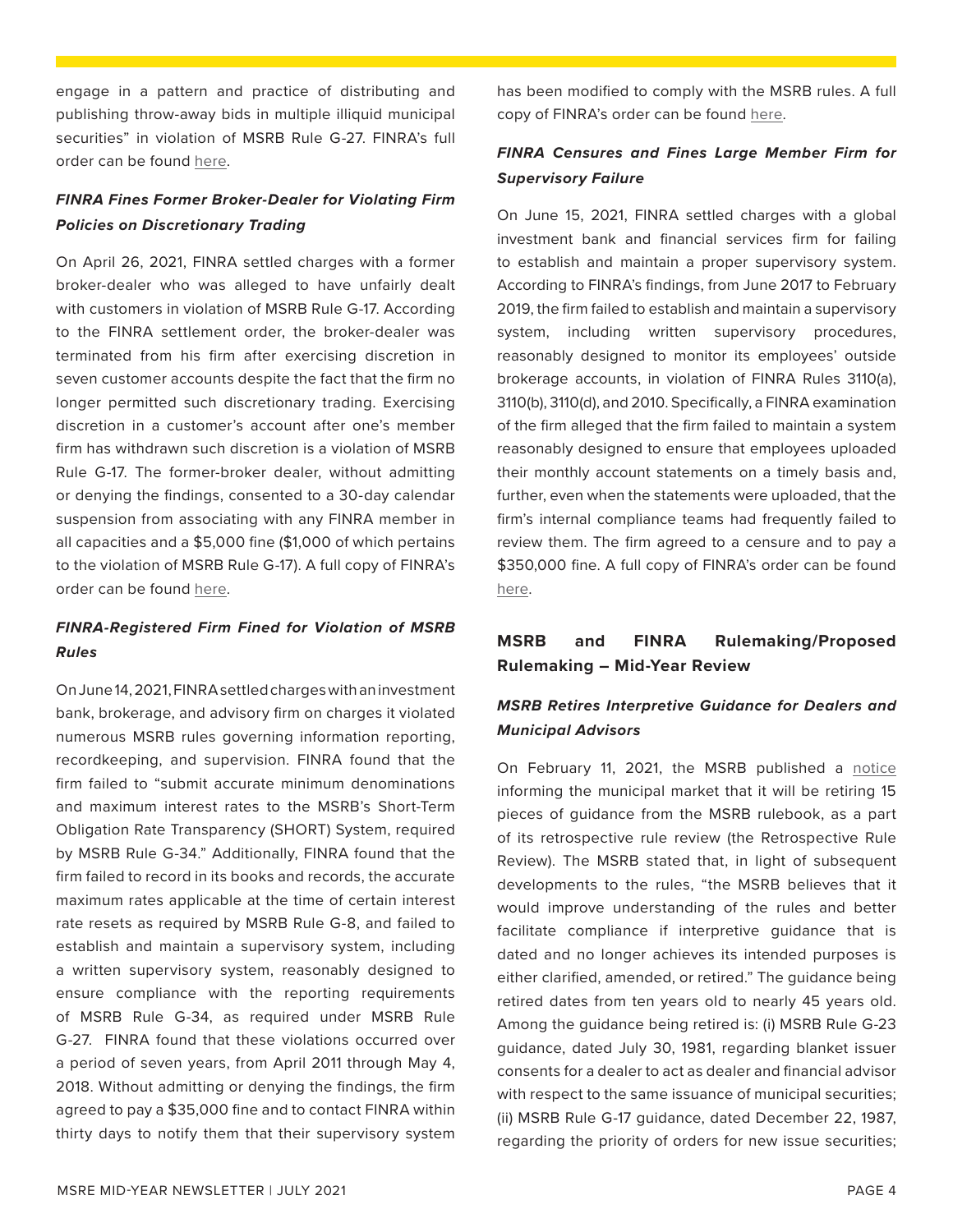engage in a pattern and practice of distributing and publishing throw-away bids in multiple illiquid municipal securities" in violation of MSRB Rule G-27. FINRA's full order can be found here.

### *FINRA Fines Former Broker-Dealer for Violating Firm Policies on Discretionary Trading*

On April 26, 2021, FINRA settled charges with a former broker-dealer who was alleged to have unfairly dealt with customers in violation of MSRB Rule G-17. According to the FINRA settlement order, the broker-dealer was terminated from his firm after exercising discretion in seven customer accounts despite the fact that the firm no longer permitted such discretionary trading. Exercising discretion in a customer's account after one's member firm has withdrawn such discretion is a violation of MSRB Rule G-17. The former-broker dealer, without admitting or denying the findings, consented to a 30-day calendar suspension from associating with any FINRA member in all capacities and a $5,000 fine ($1,000 of which pertains to the violation of MSRB Rule G-17). A full copy of FINRA's order can be found here.

### *FINRA-Registered Firm Fined for Violation of MSRB Rules*

On June 14, 2021, FINRA settled charges with an investment bank, brokerage, and advisory firm on charges it violated numerous MSRB rules governing information reporting, recordkeeping, and supervision. FINRA found that the firm failed to "submit accurate minimum denominations and maximum interest rates to the MSRB's Short-Term Obligation Rate Transparency (SHORT) System, required by MSRB Rule G-34." Additionally, FINRA found that the firm failed to record in its books and records, the accurate maximum rates applicable at the time of certain interest rate resets as required by MSRB Rule G-8, and failed to establish and maintain a supervisory system, including a written supervisory system, reasonably designed to ensure compliance with the reporting requirements of MSRB Rule G-34, as required under MSRB Rule G-27. FINRA found that these violations occurred over a period of seven years, from April 2011 through May 4, 2018. Without admitting or denying the findings, the firm agreed to pay a $35,000 fine and to contact FINRA within thirty days to notify them that their supervisory system has been modified to comply with the MSRB rules. A full copy of FINRA's order can be found here.

### *FINRA Censures and Fines Large Member Firm for Supervisory Failure*

On June 15, 2021, FINRA settled charges with a global investment bank and financial services firm for failing to establish and maintain a proper supervisory system. According to FINRA's findings, from June 2017 to February 2019, the firm failed to establish and maintain a supervisory system, including written supervisory procedures, reasonably designed to monitor its employees' outside brokerage accounts, in violation of FINRA Rules 3110(a), 3110(b), 3110(d), and 2010. Specifically, a FINRA examination of the firm alleged that the firm failed to maintain a system reasonably designed to ensure that employees uploaded their monthly account statements on a timely basis and, further, even when the statements were uploaded, that the firm's internal compliance teams had frequently failed to review them. The firm agreed to a censure and to pay a $350,000 fine. A full copy of FINRA's order can be found here.

## MSRB and FINRA Rulemaking/Proposed Rulemaking – Mid-Year Review

### *MSRB Retires Interpretive Guidance for Dealers and Municipal Advisors*

On February 11, 2021, the MSRB published a notice informing the municipal market that it will be retiring 15 pieces of guidance from the MSRB rulebook, as a part of its retrospective rule review (the Retrospective Rule Review). The MSRB stated that, in light of subsequent developments to the rules, "the MSRB believes that it would improve understanding of the rules and better facilitate compliance if interpretive guidance that is dated and no longer achieves its intended purposes is either clarified, amended, or retired." The guidance being retired dates from ten years old to nearly 45 years old. Among the guidance being retired is: (i) MSRB Rule G-23 guidance, dated July 30, 1981, regarding blanket issuer consents for a dealer to act as dealer and financial advisor with respect to the same issuance of municipal securities; (ii) MSRB Rule G-17 guidance, dated December 22, 1987, regarding the priority of orders for new issue securities;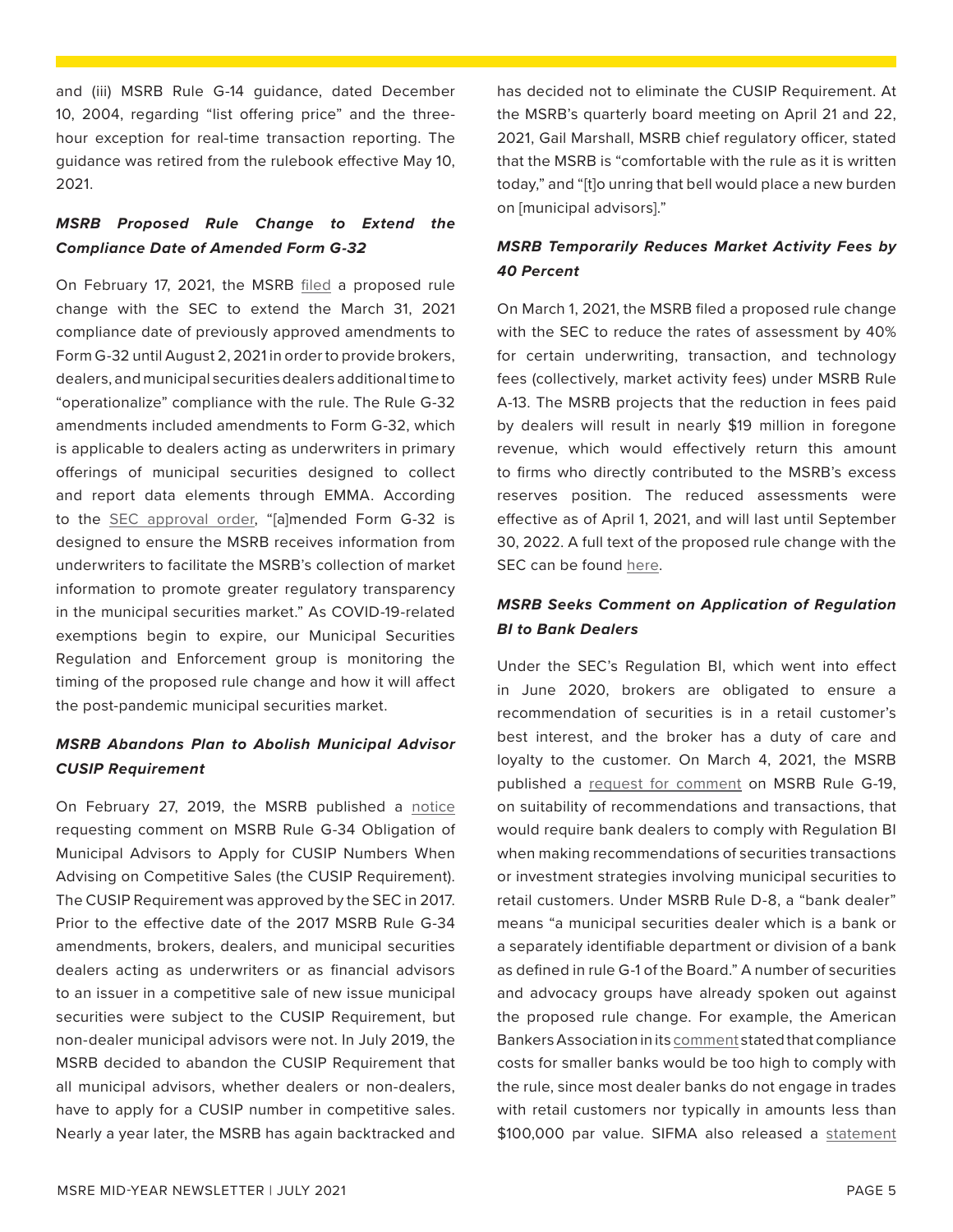and (iii) MSRB Rule G-14 guidance, dated December 10, 2004, regarding "list offering price" and the three-hour exception for real-time transaction reporting. The guidance was retired from the rulebook effective May 10, 2021.

### *MSRB Proposed Rule Change to Extend the Compliance Date of Amended Form G-32*

On February 17, 2021, the MSRB filed a proposed rule change with the SEC to extend the March 31, 2021 compliance date of previously approved amendments to Form G-32 until August 2, 2021 in order to provide brokers, dealers, and municipal securities dealers additional time to "operationalize" compliance with the rule. The Rule G-32 amendments included amendments to Form G-32, which is applicable to dealers acting as underwriters in primary offerings of municipal securities designed to collect and report data elements through EMMA. According to the SEC approval order, "[a]mended Form G-32 is designed to ensure the MSRB receives information from underwriters to facilitate the MSRB's collection of market information to promote greater regulatory transparency in the municipal securities market." As COVID-19-related exemptions begin to expire, our Municipal Securities Regulation and Enforcement group is monitoring the timing of the proposed rule change and how it will affect the post-pandemic municipal securities market.

### *MSRB Abandons Plan to Abolish Municipal Advisor CUSIP Requirement*

On February 27, 2019, the MSRB published a notice requesting comment on MSRB Rule G-34 Obligation of Municipal Advisors to Apply for CUSIP Numbers When Advising on Competitive Sales (the CUSIP Requirement). The CUSIP Requirement was approved by the SEC in 2017. Prior to the effective date of the 2017 MSRB Rule G-34 amendments, brokers, dealers, and municipal securities dealers acting as underwriters or as financial advisors to an issuer in a competitive sale of new issue municipal securities were subject to the CUSIP Requirement, but non-dealer municipal advisors were not. In July 2019, the MSRB decided to abandon the CUSIP Requirement that all municipal advisors, whether dealers or non-dealers, have to apply for a CUSIP number in competitive sales. Nearly a year later, the MSRB has again backtracked and has decided not to eliminate the CUSIP Requirement. At the MSRB's quarterly board meeting on April 21 and 22, 2021, Gail Marshall, MSRB chief regulatory officer, stated that the MSRB is "comfortable with the rule as it is written today," and "[t]o unring that bell would place a new burden on [municipal advisors]."

### *MSRB Temporarily Reduces Market Activity Fees by 40 Percent*

On March 1, 2021, the MSRB filed a proposed rule change with the SEC to reduce the rates of assessment by 40% for certain underwriting, transaction, and technology fees (collectively, market activity fees) under MSRB Rule A-13. The MSRB projects that the reduction in fees paid by dealers will result in nearly $19 million in foregone revenue, which would effectively return this amount to firms who directly contributed to the MSRB's excess reserves position. The reduced assessments were effective as of April 1, 2021, and will last until September 30, 2022. A full text of the proposed rule change with the SEC can be found here.

### *MSRB Seeks Comment on Application of Regulation BI to Bank Dealers*

Under the SEC's Regulation BI, which went into effect in June 2020, brokers are obligated to ensure a recommendation of securities is in a retail customer's best interest, and the broker has a duty of care and loyalty to the customer. On March 4, 2021, the MSRB published a request for comment on MSRB Rule G-19, on suitability of recommendations and transactions, that would require bank dealers to comply with Regulation BI when making recommendations of securities transactions or investment strategies involving municipal securities to retail customers. Under MSRB Rule D-8, a "bank dealer" means "a municipal securities dealer which is a bank or a separately identifiable department or division of a bank as defined in rule G-1 of the Board." A number of securities and advocacy groups have already spoken out against the proposed rule change. For example, the American Bankers Association in its comment stated that compliance costs for smaller banks would be too high to comply with the rule, since most dealer banks do not engage in trades with retail customers nor typically in amounts less than $100,000 par value. SIFMA also released a statement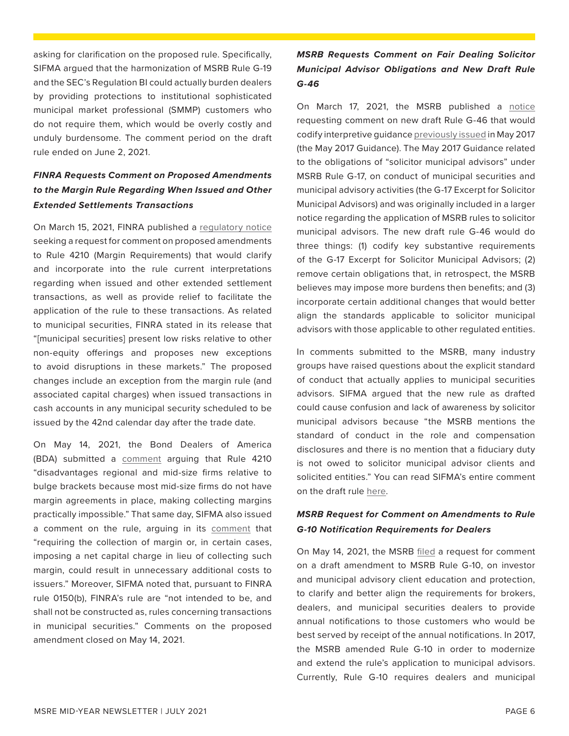asking for clarification on the proposed rule. Specifically, SIFMA argued that the harmonization of MSRB Rule G-19 and the SEC's Regulation BI could actually burden dealers by providing protections to institutional sophisticated municipal market professional (SMMP) customers who do not require them, which would be overly costly and unduly burdensome. The comment period on the draft rule ended on June 2, 2021.

### ***FINRA Requests Comment on Proposed Amendments to the Margin Rule Regarding When Issued and Other Extended Settlements Transactions***

On March 15, 2021, FINRA published a regulatory notice seeking a request for comment on proposed amendments to Rule 4210 (Margin Requirements) that would clarify and incorporate into the rule current interpretations regarding when issued and other extended settlement transactions, as well as provide relief to facilitate the application of the rule to these transactions. As related to municipal securities, FINRA stated in its release that "[municipal securities] present low risks relative to other non-equity offerings and proposes new exceptions to avoid disruptions in these markets." The proposed changes include an exception from the margin rule (and associated capital charges) when issued transactions in cash accounts in any municipal security scheduled to be issued by the 42nd calendar day after the trade date.

On May 14, 2021, the Bond Dealers of America (BDA) submitted a comment arguing that Rule 4210 "disadvantages regional and mid-size firms relative to bulge brackets because most mid-size firms do not have margin agreements in place, making collecting margins practically impossible." That same day, SIFMA also issued a comment on the rule, arguing in its comment that "requiring the collection of margin or, in certain cases, imposing a net capital charge in lieu of collecting such margin, could result in unnecessary additional costs to issuers." Moreover, SIFMA noted that, pursuant to FINRA rule 0150(b), FINRA's rule are "not intended to be, and shall not be constructed as, rules concerning transactions in municipal securities." Comments on the proposed amendment closed on May 14, 2021.

### ***MSRB Requests Comment on Fair Dealing Solicitor Municipal Advisor Obligations and New Draft Rule G-46***

On March 17, 2021, the MSRB published a notice requesting comment on new draft Rule G-46 that would codify interpretive guidance previously issued in May 2017 (the May 2017 Guidance). The May 2017 Guidance related to the obligations of "solicitor municipal advisors" under MSRB Rule G-17, on conduct of municipal securities and municipal advisory activities (the G-17 Excerpt for Solicitor Municipal Advisors) and was originally included in a larger notice regarding the application of MSRB rules to solicitor municipal advisors. The new draft rule G-46 would do three things: (1) codify key substantive requirements of the G-17 Excerpt for Solicitor Municipal Advisors; (2) remove certain obligations that, in retrospect, the MSRB believes may impose more burdens then benefits; and (3) incorporate certain additional changes that would better align the standards applicable to solicitor municipal advisors with those applicable to other regulated entities.

In comments submitted to the MSRB, many industry groups have raised questions about the explicit standard of conduct that actually applies to municipal securities advisors. SIFMA argued that the new rule as drafted could cause confusion and lack of awareness by solicitor municipal advisors because "the MSRB mentions the standard of conduct in the role and compensation disclosures and there is no mention that a fiduciary duty is not owed to solicitor municipal advisor clients and solicited entities." You can read SIFMA's entire comment on the draft rule here.

### ***MSRB Request for Comment on Amendments to Rule G-10 Notification Requirements for Dealers***

On May 14, 2021, the MSRB filed a request for comment on a draft amendment to MSRB Rule G-10, on investor and municipal advisory client education and protection, to clarify and better align the requirements for brokers, dealers, and municipal securities dealers to provide annual notifications to those customers who would be best served by receipt of the annual notifications. In 2017, the MSRB amended Rule G-10 in order to modernize and extend the rule's application to municipal advisors. Currently, Rule G-10 requires dealers and municipal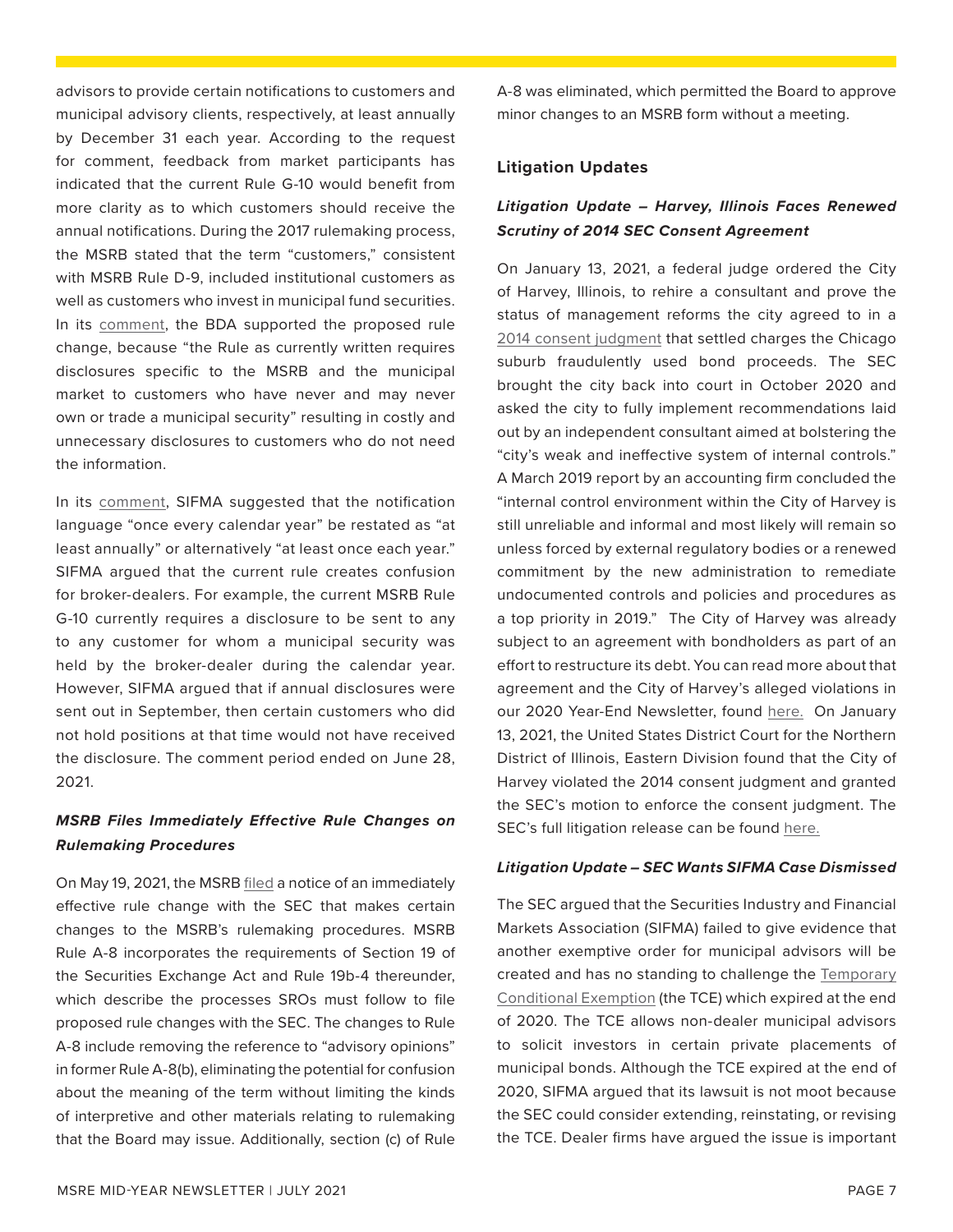advisors to provide certain notifications to customers and municipal advisory clients, respectively, at least annually by December 31 each year. According to the request for comment, feedback from market participants has indicated that the current Rule G-10 would benefit from more clarity as to which customers should receive the annual notifications. During the 2017 rulemaking process, the MSRB stated that the term "customers," consistent with MSRB Rule D-9, included institutional customers as well as customers who invest in municipal fund securities. In its comment, the BDA supported the proposed rule change, because "the Rule as currently written requires disclosures specific to the MSRB and the municipal market to customers who have never and may never own or trade a municipal security" resulting in costly and unnecessary disclosures to customers who do not need the information.

In its comment, SIFMA suggested that the notification language "once every calendar year" be restated as "at least annually" or alternatively "at least once each year." SIFMA argued that the current rule creates confusion for broker-dealers. For example, the current MSRB Rule G-10 currently requires a disclosure to be sent to any to any customer for whom a municipal security was held by the broker-dealer during the calendar year. However, SIFMA argued that if annual disclosures were sent out in September, then certain customers who did not hold positions at that time would not have received the disclosure. The comment period ended on June 28, 2021.

### *MSRB Files Immediately Effective Rule Changes on Rulemaking Procedures*

On May 19, 2021, the MSRB filed a notice of an immediately effective rule change with the SEC that makes certain changes to the MSRB's rulemaking procedures. MSRB Rule A-8 incorporates the requirements of Section 19 of the Securities Exchange Act and Rule 19b-4 thereunder, which describe the processes SROs must follow to file proposed rule changes with the SEC. The changes to Rule A-8 include removing the reference to "advisory opinions" in former Rule A-8(b), eliminating the potential for confusion about the meaning of the term without limiting the kinds of interpretive and other materials relating to rulemaking that the Board may issue. Additionally, section (c) of Rule A-8 was eliminated, which permitted the Board to approve minor changes to an MSRB form without a meeting.

## Litigation Updates

### *Litigation Update – Harvey, Illinois Faces Renewed Scrutiny of 2014 SEC Consent Agreement*

On January 13, 2021, a federal judge ordered the City of Harvey, Illinois, to rehire a consultant and prove the status of management reforms the city agreed to in a 2014 consent judgment that settled charges the Chicago suburb fraudulently used bond proceeds. The SEC brought the city back into court in October 2020 and asked the city to fully implement recommendations laid out by an independent consultant aimed at bolstering the "city's weak and ineffective system of internal controls." A March 2019 report by an accounting firm concluded the "internal control environment within the City of Harvey is still unreliable and informal and most likely will remain so unless forced by external regulatory bodies or a renewed commitment by the new administration to remediate undocumented controls and policies and procedures as a top priority in 2019." The City of Harvey was already subject to an agreement with bondholders as part of an effort to restructure its debt. You can read more about that agreement and the City of Harvey's alleged violations in our 2020 Year-End Newsletter, found here. On January 13, 2021, the United States District Court for the Northern District of Illinois, Eastern Division found that the City of Harvey violated the 2014 consent judgment and granted the SEC's motion to enforce the consent judgment. The SEC's full litigation release can be found here.

### *Litigation Update – SEC Wants SIFMA Case Dismissed*

The SEC argued that the Securities Industry and Financial Markets Association (SIFMA) failed to give evidence that another exemptive order for municipal advisors will be created and has no standing to challenge the Temporary Conditional Exemption (the TCE) which expired at the end of 2020. The TCE allows non-dealer municipal advisors to solicit investors in certain private placements of municipal bonds. Although the TCE expired at the end of 2020, SIFMA argued that its lawsuit is not moot because the SEC could consider extending, reinstating, or revising the TCE. Dealer firms have argued the issue is important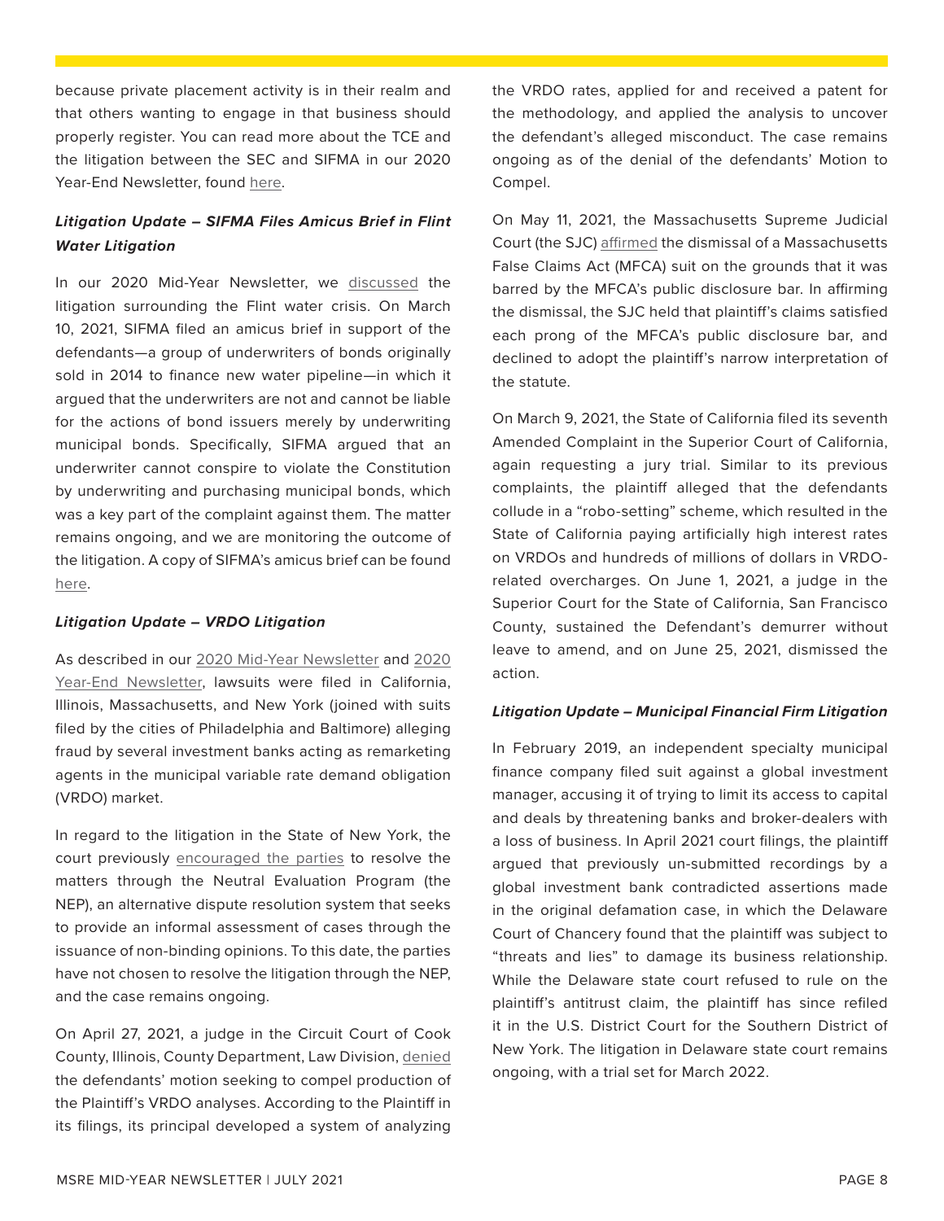because private placement activity is in their realm and that others wanting to engage in that business should properly register. You can read more about the TCE and the litigation between the SEC and SIFMA in our 2020 Year-End Newsletter, found here.

### *Litigation Update – SIFMA Files Amicus Brief in Flint Water Litigation*

In our 2020 Mid-Year Newsletter, we discussed the litigation surrounding the Flint water crisis. On March 10, 2021, SIFMA filed an amicus brief in support of the defendants—a group of underwriters of bonds originally sold in 2014 to finance new water pipeline—in which it argued that the underwriters are not and cannot be liable for the actions of bond issuers merely by underwriting municipal bonds. Specifically, SIFMA argued that an underwriter cannot conspire to violate the Constitution by underwriting and purchasing municipal bonds, which was a key part of the complaint against them. The matter remains ongoing, and we are monitoring the outcome of the litigation. A copy of SIFMA's amicus brief can be found here.

### *Litigation Update – VRDO Litigation*

As described in our 2020 Mid-Year Newsletter and 2020 Year-End Newsletter, lawsuits were filed in California, Illinois, Massachusetts, and New York (joined with suits filed by the cities of Philadelphia and Baltimore) alleging fraud by several investment banks acting as remarketing agents in the municipal variable rate demand obligation (VRDO) market.

In regard to the litigation in the State of New York, the court previously encouraged the parties to resolve the matters through the Neutral Evaluation Program (the NEP), an alternative dispute resolution system that seeks to provide an informal assessment of cases through the issuance of non-binding opinions. To this date, the parties have not chosen to resolve the litigation through the NEP, and the case remains ongoing.

On April 27, 2021, a judge in the Circuit Court of Cook County, Illinois, County Department, Law Division, denied the defendants' motion seeking to compel production of the Plaintiff's VRDO analyses. According to the Plaintiff in its filings, its principal developed a system of analyzing the VRDO rates, applied for and received a patent for the methodology, and applied the analysis to uncover the defendant's alleged misconduct. The case remains ongoing as of the denial of the defendants' Motion to Compel.

On May 11, 2021, the Massachusetts Supreme Judicial Court (the SJC) affirmed the dismissal of a Massachusetts False Claims Act (MFCA) suit on the grounds that it was barred by the MFCA's public disclosure bar. In affirming the dismissal, the SJC held that plaintiff's claims satisfied each prong of the MFCA's public disclosure bar, and declined to adopt the plaintiff's narrow interpretation of the statute.

On March 9, 2021, the State of California filed its seventh Amended Complaint in the Superior Court of California, again requesting a jury trial. Similar to its previous complaints, the plaintiff alleged that the defendants collude in a "robo-setting" scheme, which resulted in the State of California paying artificially high interest rates on VRDOs and hundreds of millions of dollars in VRDO-related overcharges. On June 1, 2021, a judge in the Superior Court for the State of California, San Francisco County, sustained the Defendant's demurrer without leave to amend, and on June 25, 2021, dismissed the action.

### *Litigation Update – Municipal Financial Firm Litigation*

In February 2019, an independent specialty municipal finance company filed suit against a global investment manager, accusing it of trying to limit its access to capital and deals by threatening banks and broker-dealers with a loss of business. In April 2021 court filings, the plaintiff argued that previously un-submitted recordings by a global investment bank contradicted assertions made in the original defamation case, in which the Delaware Court of Chancery found that the plaintiff was subject to "threats and lies" to damage its business relationship. While the Delaware state court refused to rule on the plaintiff's antitrust claim, the plaintiff has since refiled it in the U.S. District Court for the Southern District of New York. The litigation in Delaware state court remains ongoing, with a trial set for March 2022.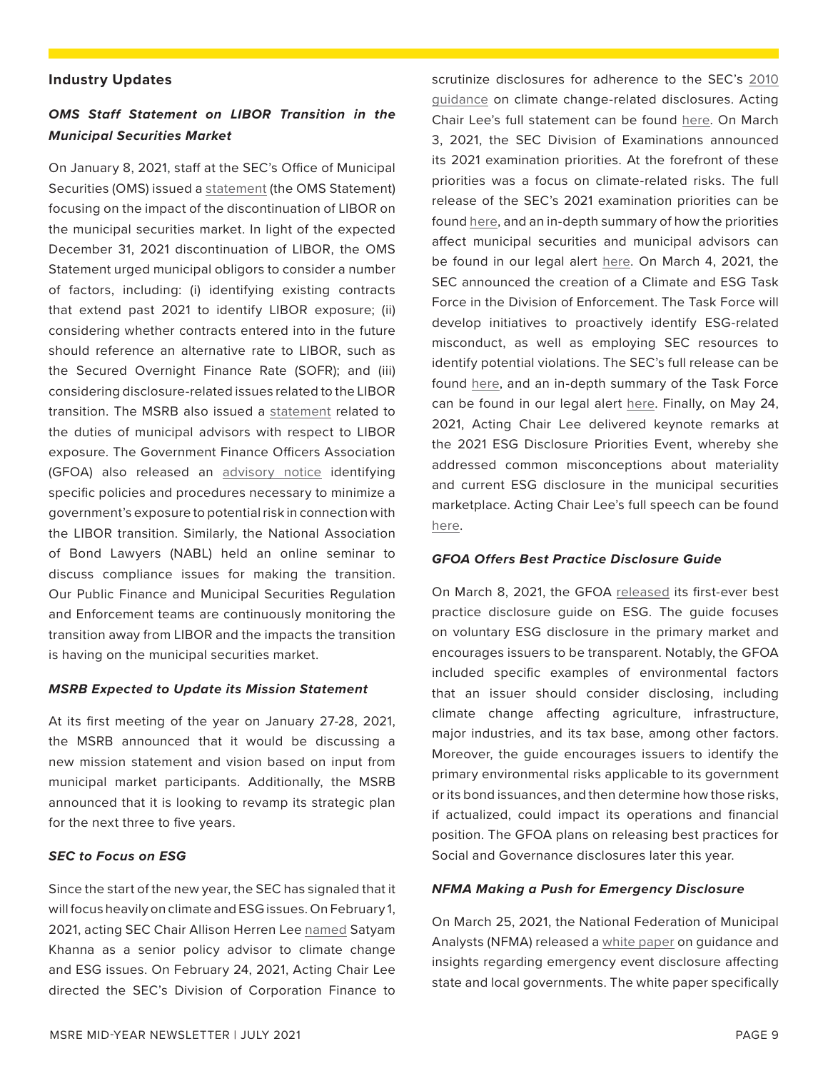## Industry Updates

### *OMS Staff Statement on LIBOR Transition in the Municipal Securities Market*

On January 8, 2021, staff at the SEC's Office of Municipal Securities (OMS) issued a statement (the OMS Statement) focusing on the impact of the discontinuation of LIBOR on the municipal securities market. In light of the expected December 31, 2021 discontinuation of LIBOR, the OMS Statement urged municipal obligors to consider a number of factors, including: (i) identifying existing contracts that extend past 2021 to identify LIBOR exposure; (ii) considering whether contracts entered into in the future should reference an alternative rate to LIBOR, such as the Secured Overnight Finance Rate (SOFR); and (iii) considering disclosure-related issues related to the LIBOR transition. The MSRB also issued a statement related to the duties of municipal advisors with respect to LIBOR exposure. The Government Finance Officers Association (GFOA) also released an advisory notice identifying specific policies and procedures necessary to minimize a government's exposure to potential risk in connection with the LIBOR transition. Similarly, the National Association of Bond Lawyers (NABL) held an online seminar to discuss compliance issues for making the transition. Our Public Finance and Municipal Securities Regulation and Enforcement teams are continuously monitoring the transition away from LIBOR and the impacts the transition is having on the municipal securities market.

### *MSRB Expected to Update its Mission Statement*

At its first meeting of the year on January 27-28, 2021, the MSRB announced that it would be discussing a new mission statement and vision based on input from municipal market participants. Additionally, the MSRB announced that it is looking to revamp its strategic plan for the next three to five years.

### *SEC to Focus on ESG*

Since the start of the new year, the SEC has signaled that it will focus heavily on climate and ESG issues. On February 1, 2021, acting SEC Chair Allison Herren Lee named Satyam Khanna as a senior policy advisor to climate change and ESG issues. On February 24, 2021, Acting Chair Lee directed the SEC's Division of Corporation Finance to scrutinize disclosures for adherence to the SEC's 2010 guidance on climate change-related disclosures. Acting Chair Lee's full statement can be found here. On March 3, 2021, the SEC Division of Examinations announced its 2021 examination priorities. At the forefront of these priorities was a focus on climate-related risks. The full release of the SEC's 2021 examination priorities can be found here, and an in-depth summary of how the priorities affect municipal securities and municipal advisors can be found in our legal alert here. On March 4, 2021, the SEC announced the creation of a Climate and ESG Task Force in the Division of Enforcement. The Task Force will develop initiatives to proactively identify ESG-related misconduct, as well as employing SEC resources to identify potential violations. The SEC's full release can be found here, and an in-depth summary of the Task Force can be found in our legal alert here. Finally, on May 24, 2021, Acting Chair Lee delivered keynote remarks at the 2021 ESG Disclosure Priorities Event, whereby she addressed common misconceptions about materiality and current ESG disclosure in the municipal securities marketplace. Acting Chair Lee's full speech can be found here.

### *GFOA Offers Best Practice Disclosure Guide*

On March 8, 2021, the GFOA released its first-ever best practice disclosure guide on ESG. The guide focuses on voluntary ESG disclosure in the primary market and encourages issuers to be transparent. Notably, the GFOA included specific examples of environmental factors that an issuer should consider disclosing, including climate change affecting agriculture, infrastructure, major industries, and its tax base, among other factors. Moreover, the guide encourages issuers to identify the primary environmental risks applicable to its government or its bond issuances, and then determine how those risks, if actualized, could impact its operations and financial position. The GFOA plans on releasing best practices for Social and Governance disclosures later this year.

### *NFMA Making a Push for Emergency Disclosure*

On March 25, 2021, the National Federation of Municipal Analysts (NFMA) released a white paper on guidance and insights regarding emergency event disclosure affecting state and local governments. The white paper specifically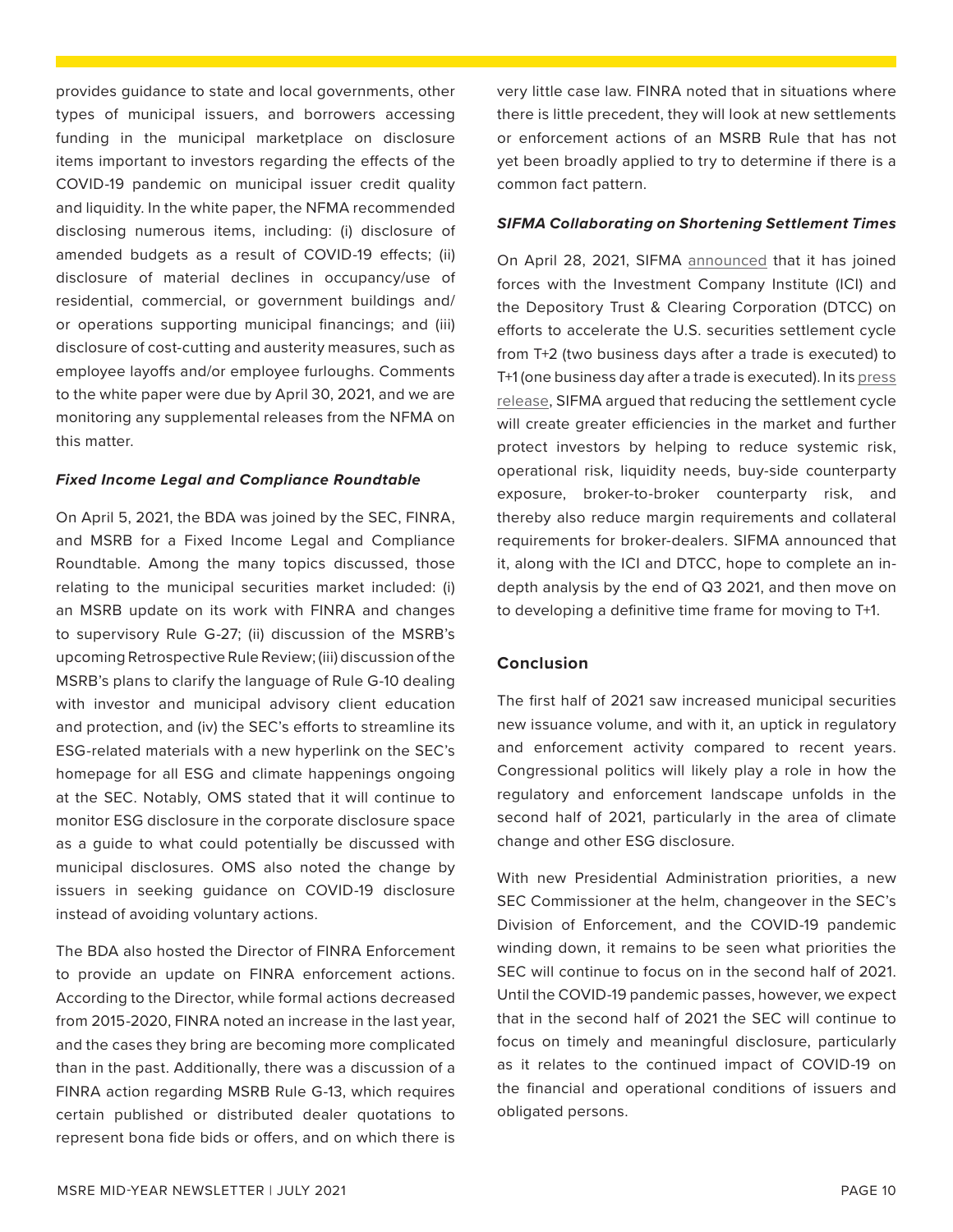provides guidance to state and local governments, other types of municipal issuers, and borrowers accessing funding in the municipal marketplace on disclosure items important to investors regarding the effects of the COVID-19 pandemic on municipal issuer credit quality and liquidity. In the white paper, the NFMA recommended disclosing numerous items, including: (i) disclosure of amended budgets as a result of COVID-19 effects; (ii) disclosure of material declines in occupancy/use of residential, commercial, or government buildings and/or operations supporting municipal financings; and (iii) disclosure of cost-cutting and austerity measures, such as employee layoffs and/or employee furloughs. Comments to the white paper were due by April 30, 2021, and we are monitoring any supplemental releases from the NFMA on this matter.

***Fixed Income Legal and Compliance Roundtable***

On April 5, 2021, the BDA was joined by the SEC, FINRA, and MSRB for a Fixed Income Legal and Compliance Roundtable. Among the many topics discussed, those relating to the municipal securities market included: (i) an MSRB update on its work with FINRA and changes to supervisory Rule G-27; (ii) discussion of the MSRB's upcoming Retrospective Rule Review; (iii) discussion of the MSRB's plans to clarify the language of Rule G-10 dealing with investor and municipal advisory client education and protection, and (iv) the SEC's efforts to streamline its ESG-related materials with a new hyperlink on the SEC's homepage for all ESG and climate happenings ongoing at the SEC. Notably, OMS stated that it will continue to monitor ESG disclosure in the corporate disclosure space as a guide to what could potentially be discussed with municipal disclosures. OMS also noted the change by issuers in seeking guidance on COVID-19 disclosure instead of avoiding voluntary actions.

The BDA also hosted the Director of FINRA Enforcement to provide an update on FINRA enforcement actions. According to the Director, while formal actions decreased from 2015-2020, FINRA noted an increase in the last year, and the cases they bring are becoming more complicated than in the past. Additionally, there was a discussion of a FINRA action regarding MSRB Rule G-13, which requires certain published or distributed dealer quotations to represent bona fide bids or offers, and on which there is very little case law. FINRA noted that in situations where there is little precedent, they will look at new settlements or enforcement actions of an MSRB Rule that has not yet been broadly applied to try to determine if there is a common fact pattern.

***SIFMA Collaborating on Shortening Settlement Times***

On April 28, 2021, SIFMA announced that it has joined forces with the Investment Company Institute (ICI) and the Depository Trust & Clearing Corporation (DTCC) on efforts to accelerate the U.S. securities settlement cycle from T+2 (two business days after a trade is executed) to T+1 (one business day after a trade is executed). In its press release, SIFMA argued that reducing the settlement cycle will create greater efficiencies in the market and further protect investors by helping to reduce systemic risk, operational risk, liquidity needs, buy-side counterparty exposure, broker-to-broker counterparty risk, and thereby also reduce margin requirements and collateral requirements for broker-dealers. SIFMA announced that it, along with the ICI and DTCC, hope to complete an in-depth analysis by the end of Q3 2021, and then move on to developing a definitive time frame for moving to T+1.

## Conclusion

The first half of 2021 saw increased municipal securities new issuance volume, and with it, an uptick in regulatory and enforcement activity compared to recent years. Congressional politics will likely play a role in how the regulatory and enforcement landscape unfolds in the second half of 2021, particularly in the area of climate change and other ESG disclosure.

With new Presidential Administration priorities, a new SEC Commissioner at the helm, changeover in the SEC's Division of Enforcement, and the COVID-19 pandemic winding down, it remains to be seen what priorities the SEC will continue to focus on in the second half of 2021. Until the COVID-19 pandemic passes, however, we expect that in the second half of 2021 the SEC will continue to focus on timely and meaningful disclosure, particularly as it relates to the continued impact of COVID-19 on the financial and operational conditions of issuers and obligated persons.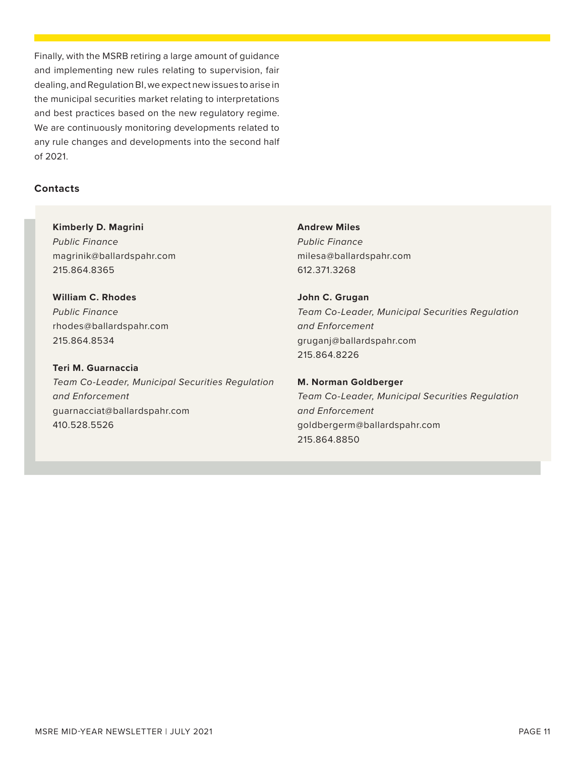Finally, with the MSRB retiring a large amount of guidance and implementing new rules relating to supervision, fair dealing, and Regulation BI, we expect new issues to arise in the municipal securities market relating to interpretations and best practices based on the new regulatory regime. We are continuously monitoring developments related to any rule changes and developments into the second half of 2021.

**Contacts**

**Kimberly D. Magrini**
*Public Finance*
magrinik@ballardspahr.com
215.864.8365

**William C. Rhodes**
*Public Finance*
rhodes@ballardspahr.com
215.864.8534

**Teri M. Guarnaccia**
*Team Co-Leader, Municipal Securities Regulation and Enforcement*
guarnacciat@ballardspahr.com
410.528.5526

**Andrew Miles**
*Public Finance*
milesa@ballardspahr.com
612.371.3268

**John C. Grugan**
*Team Co-Leader, Municipal Securities Regulation and Enforcement*
gruganj@ballardspahr.com
215.864.8226

**M. Norman Goldberger**
*Team Co-Leader, Municipal Securities Regulation and Enforcement*
goldbergerm@ballardspahr.com
215.864.8850